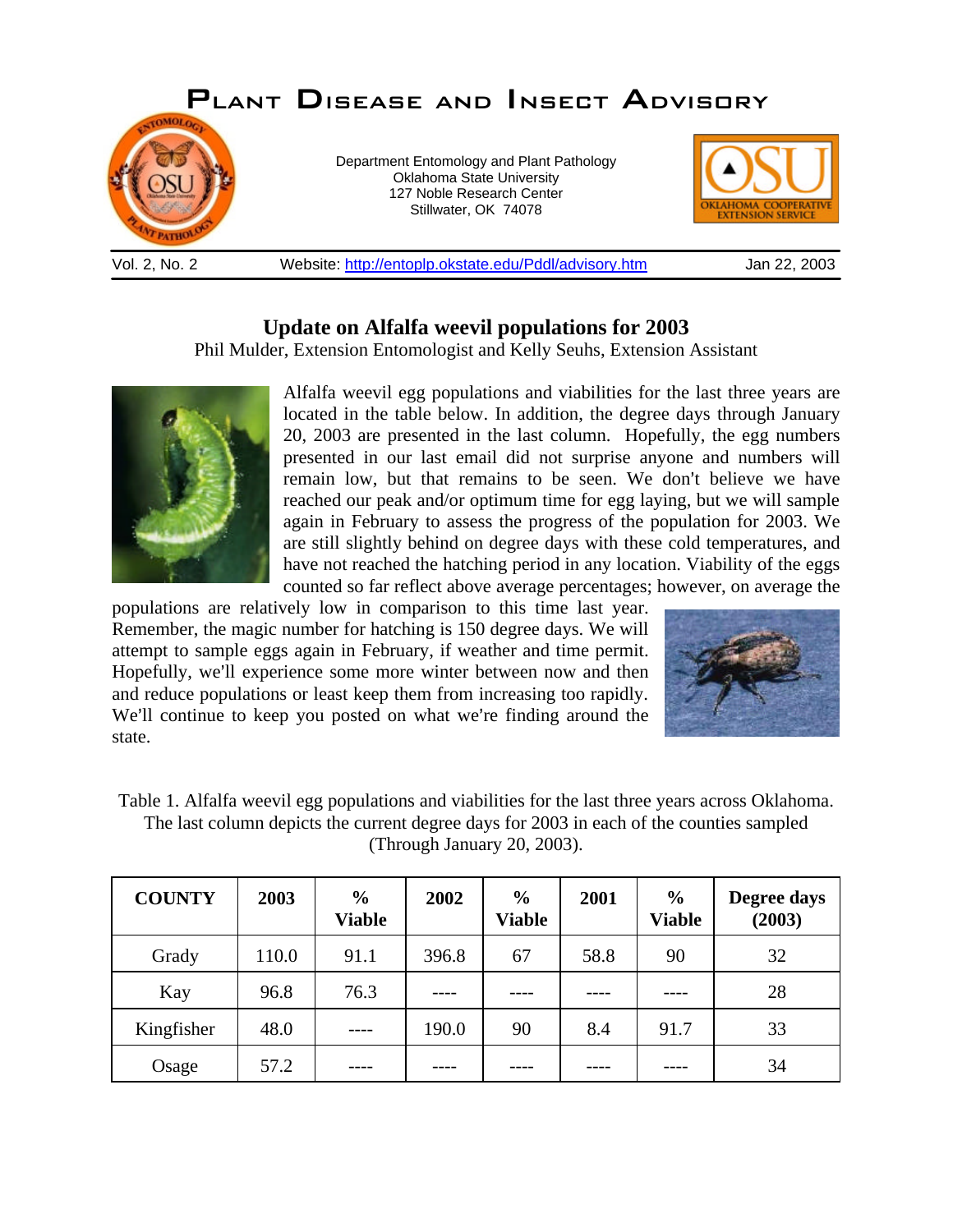# Plant Disease and Insect Advisory

Department Entomology and Plant Pathology
Oklahoma State University
127 Noble Research Center
Stillwater, OK 74078

Vol. 2, No. 2 | Website: http://entoplp.okstate.edu/Pddl/advisory.htm | Jan 22, 2003

## Update on Alfalfa weevil populations for 2003

Phil Mulder, Extension Entomologist and Kelly Seuhs, Extension Assistant

Alfalfa weevil egg populations and viabilities for the last three years are located in the table below. In addition, the degree days through January 20, 2003 are presented in the last column. Hopefully, the egg numbers presented in our last email did not surprise anyone and numbers will remain low, but that remains to be seen. We don't believe we have reached our peak and/or optimum time for egg laying, but we will sample again in February to assess the progress of the population for 2003. We are still slightly behind on degree days with these cold temperatures, and have not reached the hatching period in any location. Viability of the eggs counted so far reflect above average percentages; however, on average the populations are relatively low in comparison to this time last year. Remember, the magic number for hatching is 150 degree days. We will attempt to sample eggs again in February, if weather and time permit. Hopefully, we'll experience some more winter between now and then and reduce populations or least keep them from increasing too rapidly. We'll continue to keep you posted on what we're finding around the state.

Table 1. Alfalfa weevil egg populations and viabilities for the last three years across Oklahoma. The last column depicts the current degree days for 2003 in each of the counties sampled (Through January 20, 2003).

| COUNTY | 2003 | % Viable | 2002 | % Viable | 2001 | % Viable | Degree days (2003) |
|---|---|---|---|---|---|---|---|
| Grady | 110.0 | 91.1 | 396.8 | 67 | 58.8 | 90 | 32 |
| Kay | 96.8 | 76.3 | ---- | ---- | ---- | ---- | 28 |
| Kingfisher | 48.0 | ---- | 190.0 | 90 | 8.4 | 91.7 | 33 |
| Osage | 57.2 | ---- | ---- | ---- | ---- | ---- | 34 |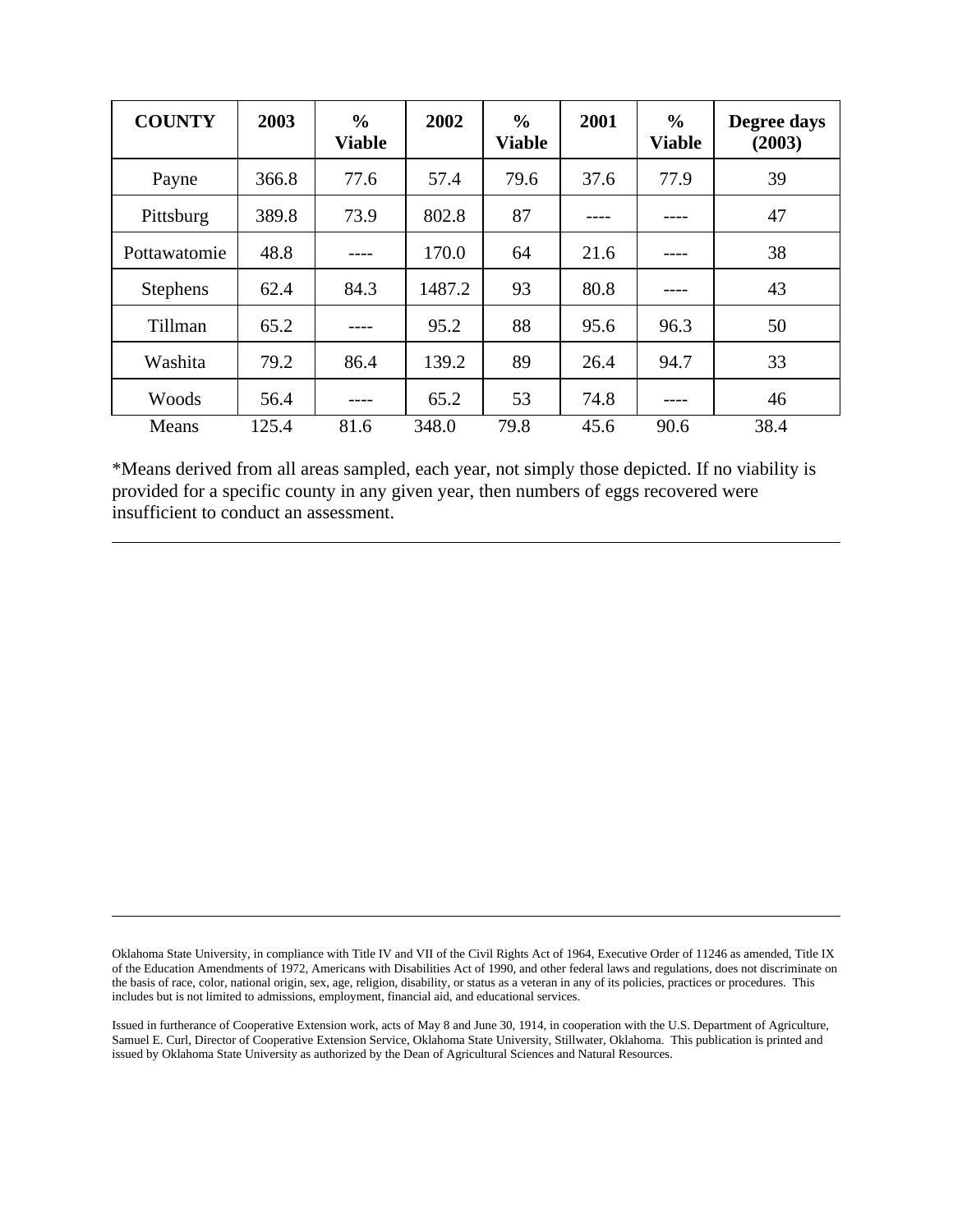| COUNTY | 2003 | % Viable | 2002 | % Viable | 2001 | % Viable | Degree days (2003) |
|---|---|---|---|---|---|---|---|
| Payne | 366.8 | 77.6 | 57.4 | 79.6 | 37.6 | 77.9 | 39 |
| Pittsburg | 389.8 | 73.9 | 802.8 | 87 | ---- | ---- | 47 |
| Pottawatomie | 48.8 | ---- | 170.0 | 64 | 21.6 | ---- | 38 |
| Stephens | 62.4 | 84.3 | 1487.2 | 93 | 80.8 | ---- | 43 |
| Tillman | 65.2 | ---- | 95.2 | 88 | 95.6 | 96.3 | 50 |
| Washita | 79.2 | 86.4 | 139.2 | 89 | 26.4 | 94.7 | 33 |
| Woods | 56.4 | ---- | 65.2 | 53 | 74.8 | ---- | 46 |
| Means | 125.4 | 81.6 | 348.0 | 79.8 | 45.6 | 90.6 | 38.4 |

*Means derived from all areas sampled, each year, not simply those depicted. If no viability is provided for a specific county in any given year, then numbers of eggs recovered were insufficient to conduct an assessment.

---

Oklahoma State University, in compliance with Title IV and VII of the Civil Rights Act of 1964, Executive Order of 11246 as amended, Title IX of the Education Amendments of 1972, Americans with Disabilities Act of 1990, and other federal laws and regulations, does not discriminate on the basis of race, color, national origin, sex, age, religion, disability, or status as a veteran in any of its policies, practices or procedures. This includes but is not limited to admissions, employment, financial aid, and educational services.

Issued in furtherance of Cooperative Extension work, acts of May 8 and June 30, 1914, in cooperation with the U.S. Department of Agriculture, Samuel E. Curl, Director of Cooperative Extension Service, Oklahoma State University, Stillwater, Oklahoma. This publication is printed and issued by Oklahoma State University as authorized by the Dean of Agricultural Sciences and Natural Resources.